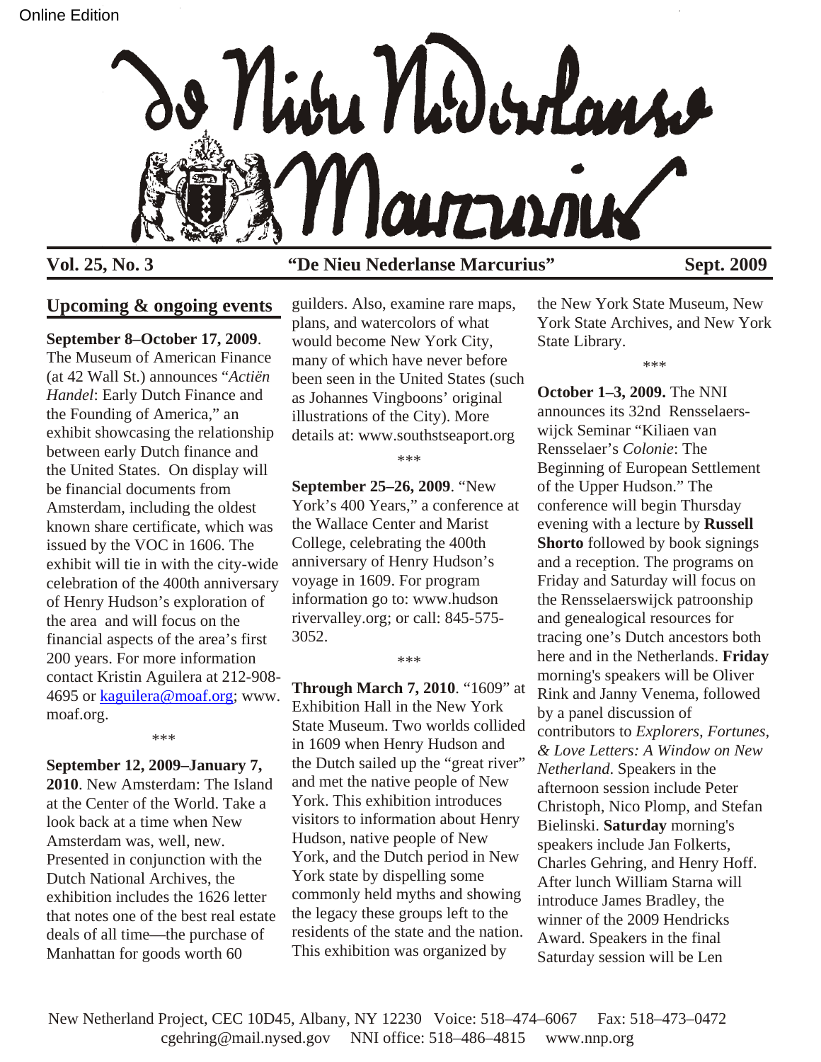Online Edition

# De Nieu Nederlanse Marcurius

**Vol. 25, No. 3** **"De Nieu Nederlanse Marcurius"** **Sept. 2009**

## Upcoming & ongoing events

**September 8–October 17, 2009**. The Museum of American Finance (at 42 Wall St.) announces "*Actiën Handel*: Early Dutch Finance and the Founding of America," an exhibit showcasing the relationship between early Dutch finance and the United States. On display will be financial documents from Amsterdam, including the oldest known share certificate, which was issued by the VOC in 1606. The exhibit will tie in with the city-wide celebration of the 400th anniversary of Henry Hudson's exploration of the area and will focus on the financial aspects of the area's first 200 years. For more information contact Kristin Aguilera at 212-908-4695 or kaguilera@moaf.org; www.moaf.org.

\*\*\*

**September 12, 2009–January 7, 2010**. New Amsterdam: The Island at the Center of the World. Take a look back at a time when New Amsterdam was, well, new. Presented in conjunction with the Dutch National Archives, the exhibition includes the 1626 letter that notes one of the best real estate deals of all time—the purchase of Manhattan for goods worth 60 guilders. Also, examine rare maps, plans, and watercolors of what would become New York City, many of which have never before been seen in the United States (such as Johannes Vingboons' original illustrations of the City). More details at: www.southstseaport.org

\*\*\*

**September 25–26, 2009**. "New York's 400 Years," a conference at the Wallace Center and Marist College, celebrating the 400th anniversary of Henry Hudson's voyage in 1609. For program information go to: www.hudsonrivervalley.org; or call: 845-575-3052.

\*\*\*

**Through March 7, 2010**. "1609" at Exhibition Hall in the New York State Museum. Two worlds collided in 1609 when Henry Hudson and the Dutch sailed up the "great river" and met the native people of New York. This exhibition introduces visitors to information about Henry Hudson, native people of New York, and the Dutch period in New York state by dispelling some commonly held myths and showing the legacy these groups left to the residents of the state and the nation. This exhibition was organized by the New York State Museum, New York State Archives, and New York State Library.

\*\*\*

**October 1–3, 2009.** The NNI announces its 32nd Rensselaerswijck Seminar "Kiliaen van Rensselaer's *Colonie*: The Beginning of European Settlement of the Upper Hudson." The conference will begin Thursday evening with a lecture by **Russell Shorto** followed by book signings and a reception. The programs on Friday and Saturday will focus on the Rensselaerswijck patroonship and genealogical resources for tracing one's Dutch ancestors both here and in the Netherlands. **Friday** morning's speakers will be Oliver Rink and Janny Venema, followed by a panel discussion of contributors to *Explorers, Fortunes, & Love Letters: A Window on New Netherland*. Speakers in the afternoon session include Peter Christoph, Nico Plomp, and Stefan Bielinski. **Saturday** morning's speakers include Jan Folkerts, Charles Gehring, and Henry Hoff. After lunch William Starna will introduce James Bradley, the winner of the 2009 Hendricks Award. Speakers in the final Saturday session will be Len

New Netherland Project, CEC 10D45, Albany, NY 12230 Voice: 518–474–6067 Fax: 518–473–0472
cgehring@mail.nysed.gov NNI office: 518–486–4815 www.nnp.org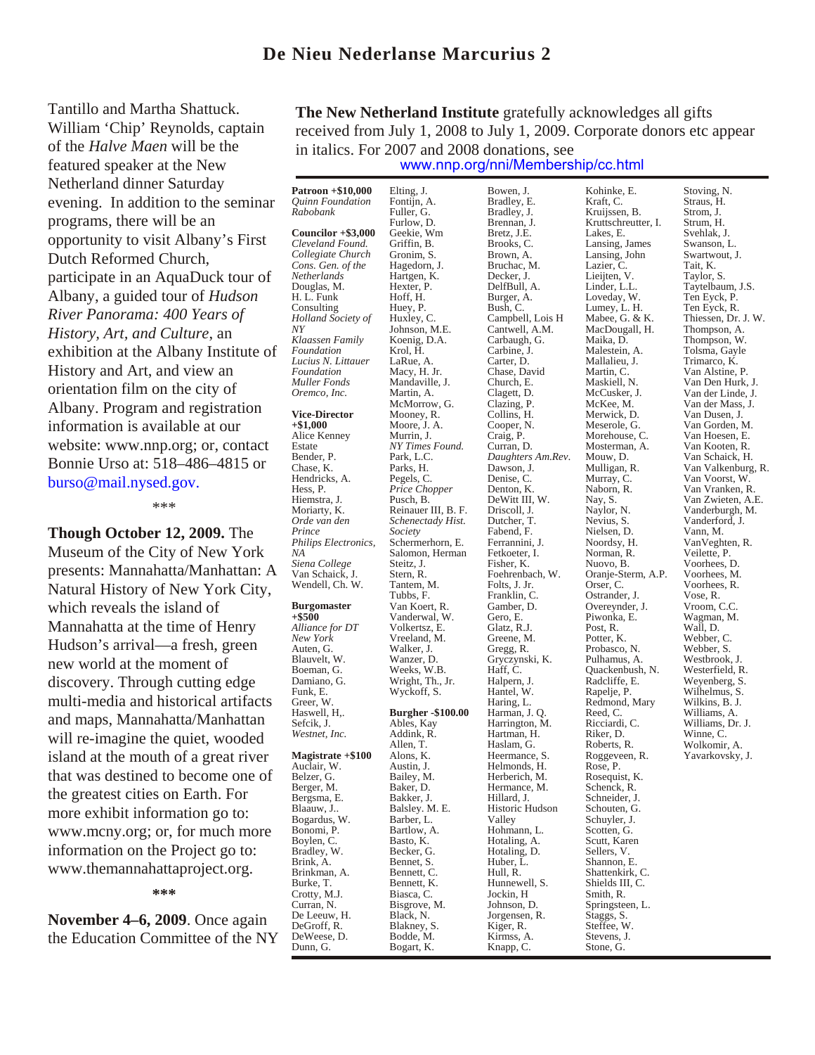Tantillo and Martha Shattuck. William 'Chip' Reynolds, captain of the *Halve Maen* will be the featured speaker at the New Netherland dinner Saturday evening. In addition to the seminar programs, there will be an opportunity to visit Albany's First Dutch Reformed Church, participate in an AquaDuck tour of Albany, a guided tour of *Hudson River Panorama: 400 Years of History, Art, and Culture*, an exhibition at the Albany Institute of History and Art, and view an orientation film on the city of Albany. Program and registration information is available at our website: www.nnp.org; or, contact Bonnie Urso at: 518–486–4815 or burso@mail.nysed.gov.

\*\*\*

**Though October 12, 2009.** The Museum of the City of New York presents: Mannahatta/Manhattan: A Natural History of New York City, which reveals the island of Mannahatta at the time of Henry Hudson's arrival—a fresh, green new world at the moment of discovery. Through cutting edge multi-media and historical artifacts and maps, Mannahatta/Manhattan will re-imagine the quiet, wooded island at the mouth of a great river that was destined to become one of the greatest cities on Earth. For more exhibit information go to: www.mcny.org; or, for much more information on the Project go to: www.themannahattaproject.org.

**\*\*\***

**November 4–6, 2009**. Once again the Education Committee of the NY

**The New Netherland Institute** gratefully acknowledges all gifts received from July 1, 2008 to July 1, 2009. Corporate donors etc appear in italics. For 2007 and 2008 donations, see www.nnp.org/nni/Membership/cc.html

**Patroon +$10,000**
*Quinn Foundation*
*Rabobank*

**Councilor +$3,000**
*Cleveland Found.*
*Collegiate Church*
*Cons. Gen. of the Netherlands*
Douglas, M.
H. L. Funk Consulting
*Holland Society of NY*
*Klaassen Family Foundation*
*Lucius N. Littauer Foundation*
*Muller Fonds*
*Oremco, Inc.*

**Vice-Director +$1,000**
Alice Kenney Estate
Bender, P.
Chase, K.
Hendricks, A.
Hess, P.
Hiemstra, J.
Moriarty, K.
*Orde van den Prince*
*Philips Electronics, NA*
*Siena College*
Van Schaick, J.
Wendell, Ch. W.

**Burgomaster +$500**
*Alliance for DT New York*
Auten, G.
Blauvelt, W.
Boeman, G.
Damiano, G.
Funk, E.
Greer, W.
Haswell, H,.
Sefcik, J.
*Westnet, Inc.*

**Magistrate +$100**
Auclair, W.
Belzer, G.
Berger, M.
Bergsma, E.
Blaauw, J..
Bogardus, W.
Bonomi, P.
Boylen, C.
Bradley, W.
Brink, A.
Brinkman, A.
Burke, T.
Crotty, M.J.
Curran, N.
De Leeuw, H.
DeGroff, R.
DeWeese, D.
Dunn, G.
Elting, J.
Fontijn, A.
Fuller, G.
Furlow, D.
Geekie, Wm
Griffin, B.
Gronim, S.
Hagedorn, J.
Hartgen, K.
Hexter, P.
Hoff, H.
Huey, P.
Huxley, C.
Johnson, M.E.
Koenig, D.A.
Krol, H.
LaRue, A.
Macy, H. Jr.
Mandaville, J.
Martin, A.
McMorrow, G.
Mooney, R.
Moore, J. A.
Murrin, J.
*NY Times Found.*
Park, L.C.
Parks, H.
Pegels, C.
*Price Chopper*
Pusch, B.
Reinauer III, B. F.
*Schenectady Hist. Society*
Schermerhorn, E.
Salomon, Herman
Steitz, J.
Stern, R.
Tantem, M.
Tubbs, F.
Van Koert, R.
Vanderwal, W.
Volkertsz, E.
Vreeland, M.
Walker, J.
Wanzer, D.
Weeks, W.B.
Wright, Th., Jr.
Wyckoff, S.

**Burgher -$100.00**
Ables, Kay
Addink, R.
Allen, T.
Alons, K.
Austin, J.
Bailey, M.
Baker, D.
Bakker, J.
Balsley. M. E.
Barber, L.
Bartlow, A.
Basto, K.
Becker, G.
Bennet, S.
Bennett, C.
Bennett, K.
Biasca, C.
Bisgrove, M.
Black, N.
Blakney, S.
Bodde, M.
Bogart, K.
Bowen, J.
Bradley, E.
Bradley, J.
Brennan, J.
Bretz, J.E.
Brooks, C.
Brown, A.
Bruchac, M.
Decker, J.
DelfBull, A.
Burger, A.
Bush, C.
Campbell, Lois H
Cantwell, A.M.
Carbaugh, G.
Carbine, J.
Carter, D.
Chase, David
Church, E.
Clagett, D.
Clazing, P.
Collins, H.
Cooper, N.
Craig, P.
Curran, D.
*Daughters Am.Rev.*
Dawson, J.
Denise, C.
Denton, K.
DeWitt III, W.
Driscoll, J.
Dutcher, T.
Fabend, F.
Ferrannini, J.
Fetkoeter, I.
Fisher, K.
Foehrenbach, W.
Folts, J. Jr.
Franklin, C.
Gamber, D.
Gero, E.
Glatz, R.J.
Greene, M.
Gregg, R.
Gryczynski, K.
Haff, C.
Halpern, J.
Hantel, W.
Haring, L.
Harman, J. Q.
Harrington, M.
Hartman, H.
Haslam, G.
Heermance, S.
Helmonds, H.
Herberich, M.
Hermance, M.
Hillard, J.
Historic Hudson Valley
Hohmann, L.
Hotaling, A.
Hotaling, D.
Huber, L.
Hull, R.
Hunnewell, S.
Jockin, H
Johnson, D.
Jorgensen, R.
Kiger, R.
Kirmss, A.
Knapp, C.
Kohinke, E.
Kraft, C.
Kruijssen, B.
Kruttschreutter, I.
Lakes, E.
Lansing, James
Lansing, John
Lazier, C.
Lieijten, V.
Linder, L.L.
Loveday, W.
Lumey, L. H.
Mabee, G. & K.
MacDougall, H.
Maika, D.
Malestein, A.
Mallalieu, J.
Martin, C.
Maskiell, N.
McCusker, J.
McKee, M.
Merwick, D.
Meserole, G.
Morehouse, C.
Mosterman, A.
Mouw, D.
Mulligan, R.
Murray, C.
Naborn, R.
Nay, S.
Naylor, N.
Nevius, S.
Nielsen, D.
Noordsy, H.
Norman, R.
Nuovo, B.
Oranje-Sterm, A.P.
Orser, C.
Ostrander, J.
Overeynder, J.
Piwonka, E.
Post, R.
Potter, K.
Probasco, N.
Pulhamus, A.
Quackenbush, N.
Radcliffe, E.
Rapelje, P.
Redmond, Mary
Reed, C.
Ricciardi, C.
Riker, D.
Roberts, R.
Roggeveen, R.
Rose, P.
Rosequist, K.
Schenck, R.
Schneider, J.
Schouten, G.
Schuyler, J.
Scotten, G.
Scutt, Karen
Sellers, V.
Shannon, E.
Shattenkirk, C.
Shields III, C.
Smith, R.
Springsteen, L.
Staggs, S.
Steffee, W.
Stevens, J.
Stone, G.
Stoving, N.
Straus, H.
Strom, J.
Strum, H.
Svehlak, J.
Swanson, L.
Swartwout, J.
Tait, K.
Taylor, S.
Taytelbaum, J.S.
Ten Eyck, P.
Ten Eyck, R.
Thiessen, Dr. J. W.
Thompson, A.
Thompson, W.
Tolsma, Gayle
Trimarco, K.
Van Alstine, P.
Van Den Hurk, J.
Van der Linde, J.
Van der Mass, J.
Van Dusen, J.
Van Gorden, M.
Van Hoesen, E.
Van Kooten, R.
Van Schaick, H.
Van Valkenburg, R.
Van Voorst, W.
Van Vranken, R.
Van Zwieten, A.E.
Vanderburgh, M.
Vanderford, J.
Vann, M.
VanVeghten, R.
Veilette, P.
Voorhees, D.
Voorhees, M.
Voorhees, R.
Vose, R.
Vroom, C.C.
Wagman, M.
Wall, D.
Webber, C.
Webber, S.
Westbrook, J.
Westerfield, R.
Weyenberg, S.
Wilhelmus, S.
Wilkins, B. J.
Williams, A.
Williams, Dr. J.
Winne, C.
Wolkomir, A.
Yavarkovsky, J.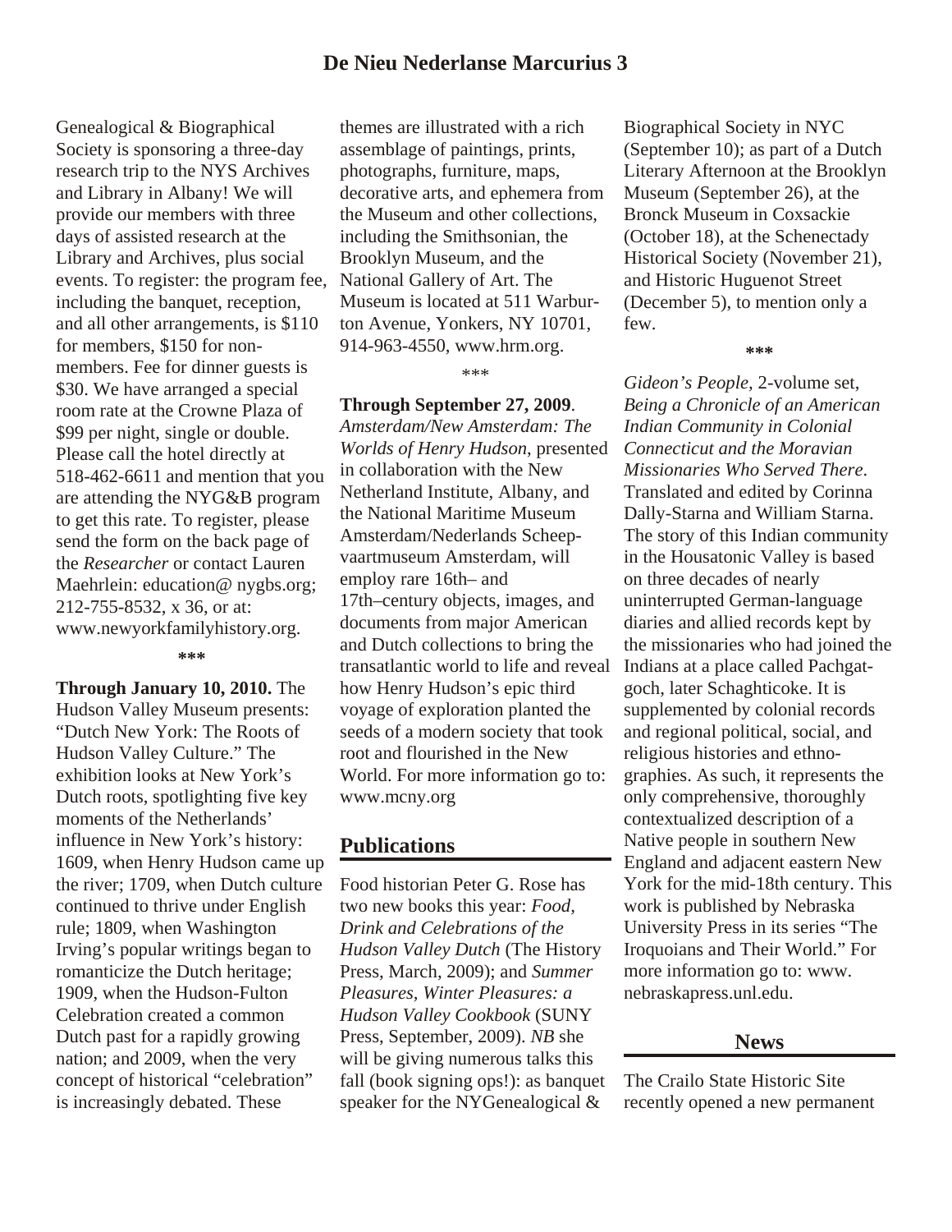Genealogical & Biographical Society is sponsoring a three-day research trip to the NYS Archives and Library in Albany! We will provide our members with three days of assisted research at the Library and Archives, plus social events. To register: the program fee, including the banquet, reception, and all other arrangements, is $110 for members, $150 for non-members. Fee for dinner guests is $30. We have arranged a special room rate at the Crowne Plaza of $99 per night, single or double. Please call the hotel directly at 518-462-6611 and mention that you are attending the NYG&B program to get this rate. To register, please send the form on the back page of the *Researcher* or contact Lauren Maehrlein: education@ nygbs.org; 212-755-8532, x 36, or at: www.newyorkfamilyhistory.org.

***

**Through January 10, 2010.** The Hudson Valley Museum presents: "Dutch New York: The Roots of Hudson Valley Culture." The exhibition looks at New York's Dutch roots, spotlighting five key moments of the Netherlands' influence in New York's history: 1609, when Henry Hudson came up the river; 1709, when Dutch culture continued to thrive under English rule; 1809, when Washington Irving's popular writings began to romanticize the Dutch heritage; 1909, when the Hudson-Fulton Celebration created a common Dutch past for a rapidly growing nation; and 2009, when the very concept of historical "celebration" is increasingly debated. These themes are illustrated with a rich assemblage of paintings, prints, photographs, furniture, maps, decorative arts, and ephemera from the Museum and other collections, including the Smithsonian, the Brooklyn Museum, and the National Gallery of Art. The Museum is located at 511 Warburton Avenue, Yonkers, NY 10701, 914-963-4550, www.hrm.org.

***

**Through September 27, 2009**. *Amsterdam/New Amsterdam: The Worlds of Henry Hudson*, presented in collaboration with the New Netherland Institute, Albany, and the National Maritime Museum Amsterdam/Nederlands Scheepvaartmuseum Amsterdam, will employ rare 16th– and 17th–century objects, images, and documents from major American and Dutch collections to bring the transatlantic world to life and reveal how Henry Hudson's epic third voyage of exploration planted the seeds of a modern society that took root and flourished in the New World. For more information go to: www.mcny.org

## Publications

Food historian Peter G. Rose has two new books this year: *Food, Drink and Celebrations of the Hudson Valley Dutch* (The History Press, March, 2009); and *Summer Pleasures, Winter Pleasures: a Hudson Valley Cookbook* (SUNY Press, September, 2009). *NB* she will be giving numerous talks this fall (book signing ops!): as banquet speaker for the NYGenealogical & Biographical Society in NYC (September 10); as part of a Dutch Literary Afternoon at the Brooklyn Museum (September 26), at the Bronck Museum in Coxsackie (October 18), at the Schenectady Historical Society (November 21), and Historic Huguenot Street (December 5), to mention only a few.

***

*Gideon's People*, 2-volume set, *Being a Chronicle of an American Indian Community in Colonial Connecticut and the Moravian Missionaries Who Served There*. Translated and edited by Corinna Dally-Starna and William Starna. The story of this Indian community in the Housatonic Valley is based on three decades of nearly uninterrupted German-language diaries and allied records kept by the missionaries who had joined the Indians at a place called Pachgatgoch, later Schaghticoke. It is supplemented by colonial records and regional political, social, and religious histories and ethnographies. As such, it represents the only comprehensive, thoroughly contextualized description of a Native people in southern New England and adjacent eastern New York for the mid-18th century. This work is published by Nebraska University Press in its series "The Iroquoians and Their World." For more information go to: www. nebraskapress.unl.edu.

## News

The Crailo State Historic Site recently opened a new permanent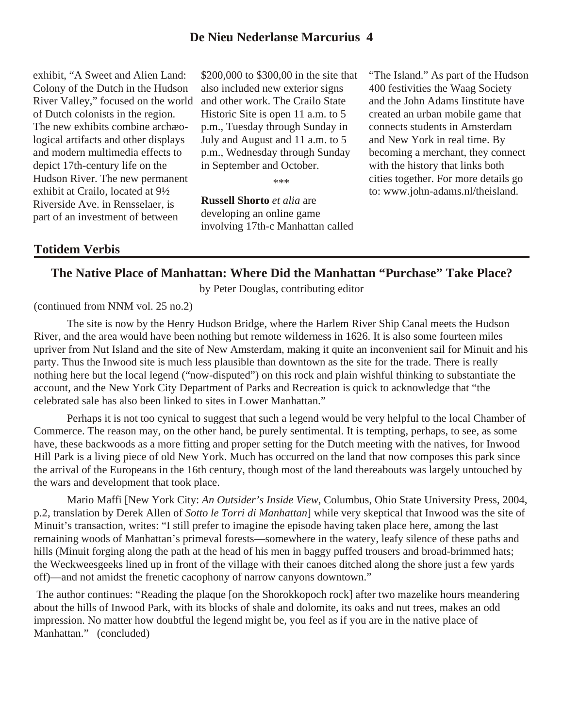exhibit, "A Sweet and Alien Land: Colony of the Dutch in the Hudson River Valley," focused on the world of Dutch colonists in the region. The new exhibits combine archæological artifacts and other displays and modern multimedia effects to depict 17th-century life on the Hudson River. The new permanent exhibit at Crailo, located at 9½ Riverside Ave. in Rensselaer, is part of an investment of between $200,000 to $300,00 in the site that also included new exterior signs and other work. The Crailo State Historic Site is open 11 a.m. to 5 p.m., Tuesday through Sunday in July and August and 11 a.m. to 5 p.m., Wednesday through Sunday in September and October.

\*\*\*

**Russell Shorto** *et alia* are developing an online game involving 17th-c Manhattan called "The Island." As part of the Hudson 400 festivities the Waag Society and the John Adams Iinstitute have created an urban mobile game that connects students in Amsterdam and New York in real time. By becoming a merchant, they connect with the history that links both cities together. For more details go to: www.john-adams.nl/theisland.

## Totidem Verbis

### The Native Place of Manhattan: Where Did the Manhattan "Purchase" Take Place?

by Peter Douglas, contributing editor

(continued from NNM vol. 25 no.2)

The site is now by the Henry Hudson Bridge, where the Harlem River Ship Canal meets the Hudson River, and the area would have been nothing but remote wilderness in 1626. It is also some fourteen miles upriver from Nut Island and the site of New Amsterdam, making it quite an inconvenient sail for Minuit and his party. Thus the Inwood site is much less plausible than downtown as the site for the trade. There is really nothing here but the local legend ("now-disputed") on this rock and plain wishful thinking to substantiate the account, and the New York City Department of Parks and Recreation is quick to acknowledge that "the celebrated sale has also been linked to sites in Lower Manhattan."

Perhaps it is not too cynical to suggest that such a legend would be very helpful to the local Chamber of Commerce. The reason may, on the other hand, be purely sentimental. It is tempting, perhaps, to see, as some have, these backwoods as a more fitting and proper setting for the Dutch meeting with the natives, for Inwood Hill Park is a living piece of old New York. Much has occurred on the land that now composes this park since the arrival of the Europeans in the 16th century, though most of the land thereabouts was largely untouched by the wars and development that took place.

Mario Maffi [New York City: *An Outsider's Inside View*, Columbus, Ohio State University Press, 2004, p.2, translation by Derek Allen of *Sotto le Torri di Manhattan*] while very skeptical that Inwood was the site of Minuit's transaction, writes: "I still prefer to imagine the episode having taken place here, among the last remaining woods of Manhattan's primeval forests—somewhere in the watery, leafy silence of these paths and hills (Minuit forging along the path at the head of his men in baggy puffed trousers and broad-brimmed hats; the Weckweesgeeks lined up in front of the village with their canoes ditched along the shore just a few yards off)—and not amidst the frenetic cacophony of narrow canyons downtown."

The author continues: "Reading the plaque [on the Shorokkopoch rock] after two mazelike hours meandering about the hills of Inwood Park, with its blocks of shale and dolomite, its oaks and nut trees, makes an odd impression. No matter how doubtful the legend might be, you feel as if you are in the native place of Manhattan." (concluded)